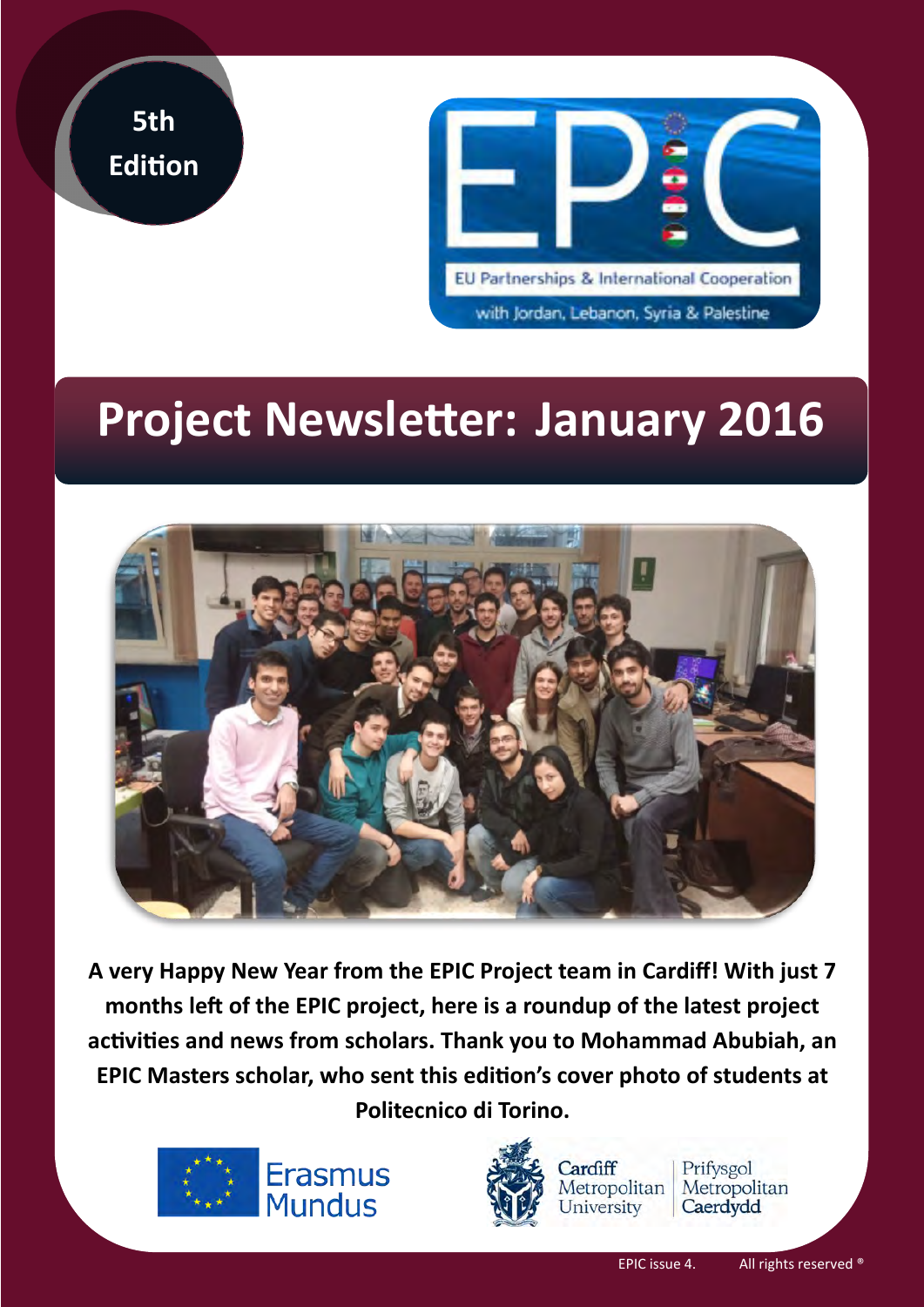**5th Edition**

EPIC

EU Partnerships & International Cooperation

with Jordan, Lebanon, Syria & Palestine

# Project Newsletter: January 2016

**A very Happy New Year from the EPIC Project team in Cardiff! With just 7 months left of the EPIC project, here is a roundup of the latest project activities and news from scholars. Thank you to Mohammad Abubiah, an EPIC Masters scholar, who sent this edition's cover photo of students at Politecnico di Torino.**

Erasmus Mundus

Cardiff Metropolitan University | Prifysgol Metropolitan Caerdydd

EPIC issue 4. All rights reserved ®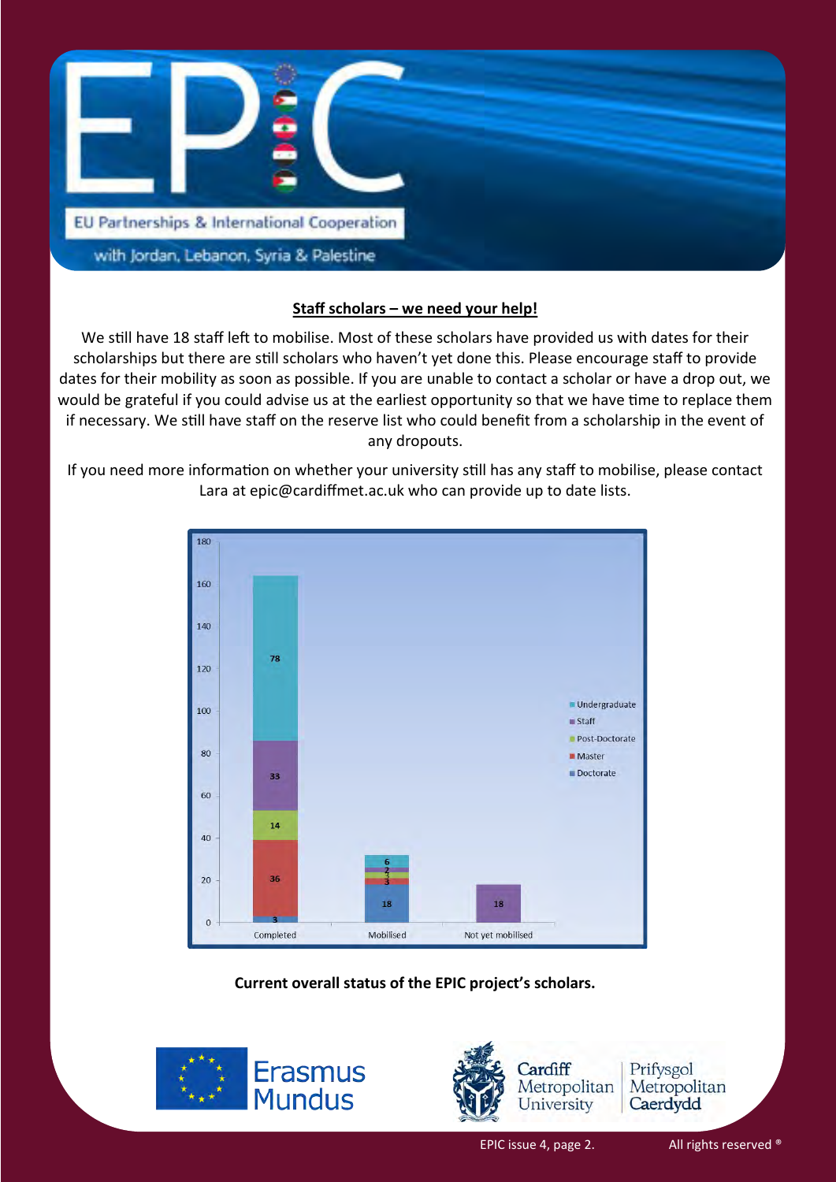## Staff scholars – we need your help!

We still have 18 staff left to mobilise. Most of these scholars have provided us with dates for their scholarships but there are still scholars who haven't yet done this. Please encourage staff to provide dates for their mobility as soon as possible. If you are unable to contact a scholar or have a drop out, we would be grateful if you could advise us at the earliest opportunity so that we have time to replace them if necessary. We still have staff on the reserve list who could benefit from a scholarship in the event of any dropouts.

If you need more information on whether your university still has any staff to mobilise, please contact Lara at epic@cardiffmet.ac.uk who can provide up to date lists.

| | Completed | Mobilised | Not yet mobilised |
|---|---|---|---|
| Undergraduate | 78 | 6 | |
| Staff | 33 | 2 | 18 |
| Post-Doctorate | 14 | 3 | |
| Master | 36 | 3 | |
| Doctorate | 3 | 18 | |

**Current overall status of the EPIC project's scholars.**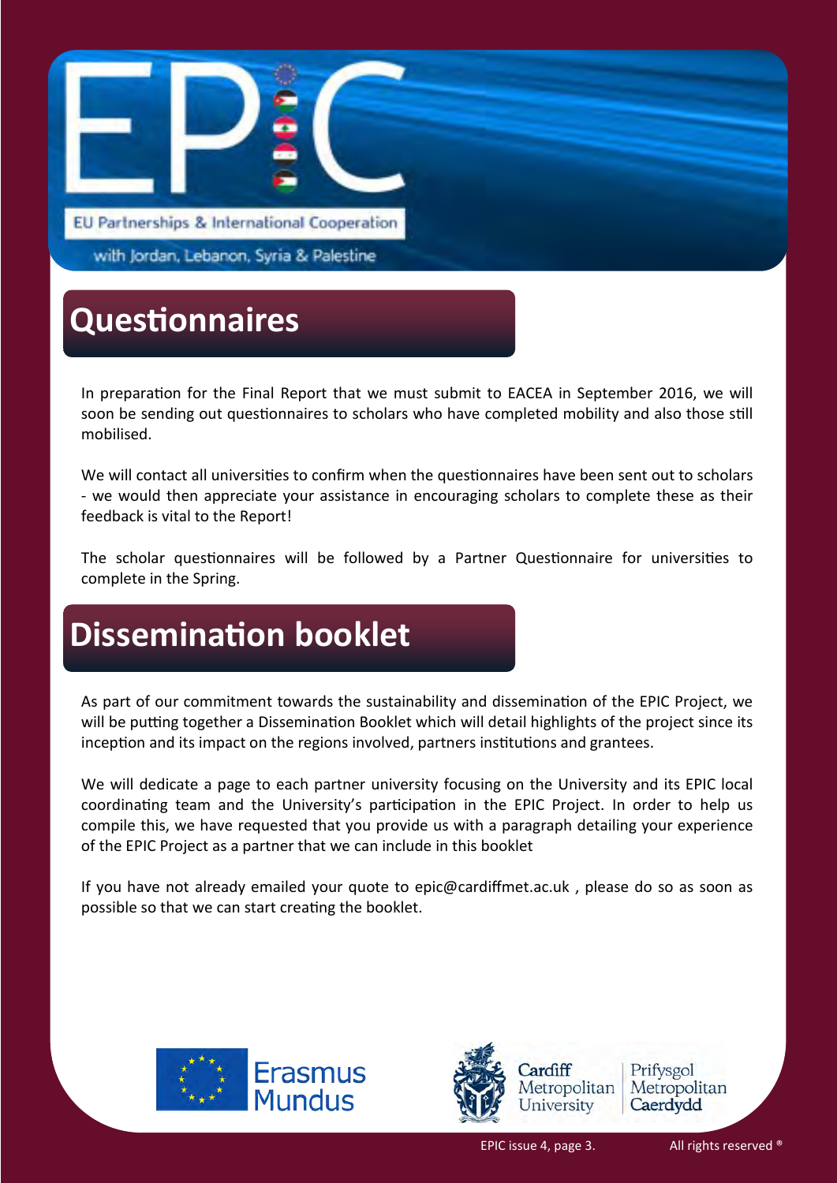## Questionnaires

In preparation for the Final Report that we must submit to EACEA in September 2016, we will soon be sending out questionnaires to scholars who have completed mobility and also those still mobilised.

We will contact all universities to confirm when the questionnaires have been sent out to scholars - we would then appreciate your assistance in encouraging scholars to complete these as their feedback is vital to the Report!

The scholar questionnaires will be followed by a Partner Questionnaire for universities to complete in the Spring.

## Dissemination booklet

As part of our commitment towards the sustainability and dissemination of the EPIC Project, we will be putting together a Dissemination Booklet which will detail highlights of the project since its inception and its impact on the regions involved, partners institutions and grantees.

We will dedicate a page to each partner university focusing on the University and its EPIC local coordinating team and the University's participation in the EPIC Project. In order to help us compile this, we have requested that you provide us with a paragraph detailing your experience of the EPIC Project as a partner that we can include in this booklet

If you have not already emailed your quote to epic@cardiffmet.ac.uk , please do so as soon as possible so that we can start creating the booklet.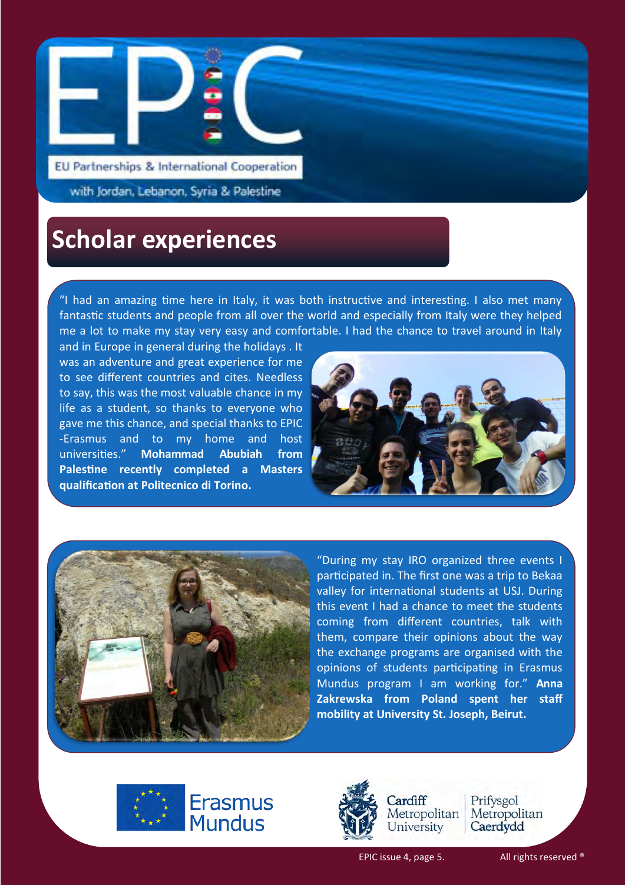# EPIC

EU Partnerships & International Cooperation

with Jordan, Lebanon, Syria & Palestine

## Scholar experiences

"I had an amazing time here in Italy, it was both instructive and interesting. I also met many fantastic students and people from all over the world and especially from Italy were they helped me a lot to make my stay very easy and comfortable. I had the chance to travel around in Italy and in Europe in general during the holidays . It was an adventure and great experience for me to see different countries and cites. Needless to say, this was the most valuable chance in my life as a student, so thanks to everyone who gave me this chance, and special thanks to EPIC -Erasmus and to my home and host universities." **Mohammad Abubiah from Palestine recently completed a Masters qualification at Politecnico di Torino.**

"During my stay IRO organized three events I participated in. The first one was a trip to Bekaa valley for international students at USJ. During this event I had a chance to meet the students coming from different countries, talk with them, compare their opinions about the way the exchange programs are organised with the opinions of students participating in Erasmus Mundus program I am working for." **Anna Zakrewska from Poland spent her staff mobility at University St. Joseph, Beirut.**

Erasmus Mundus

Cardiff Metropolitan University | Prifysgol Metropolitan Caerdydd

All rights reserved ®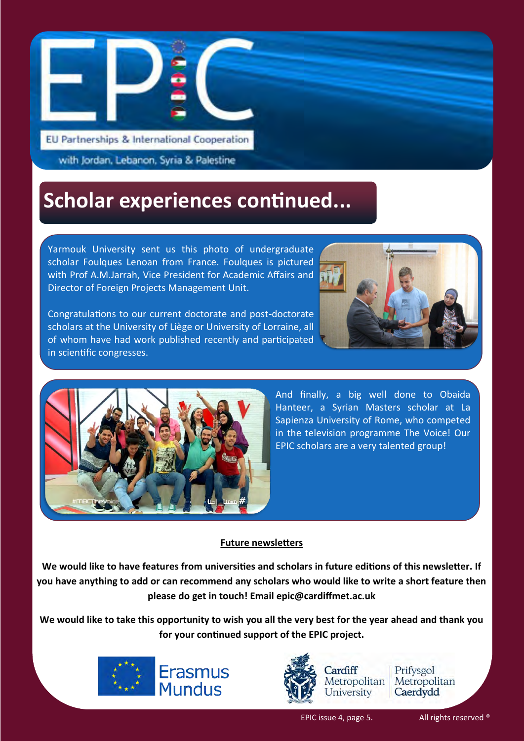# Scholar experiences continued...

Yarmouk University sent us this photo of undergraduate scholar Foulques Lenoan from France. Foulques is pictured with Prof A.M.Jarrah, Vice President for Academic Affairs and Director of Foreign Projects Management Unit.

Congratulations to our current doctorate and post-doctorate scholars at the University of Liège or University of Lorraine, all of whom have had work published recently and participated in scientific congresses.

And finally, a big well done to Obaida Hanteer, a Syrian Masters scholar at La Sapienza University of Rome, who competed in the television programme The Voice! Our EPIC scholars are a very talented group!

<u>**Future newsletters**</u>

**We would like to have features from universities and scholars in future editions of this newsletter. If you have anything to add or can recommend any scholars who would like to write a short feature then please do get in touch! Email epic@cardiffmet.ac.uk**

**We would like to take this opportunity to wish you all the very best for the year ahead and thank you for your continued support of the EPIC project.**

All rights reserved ®